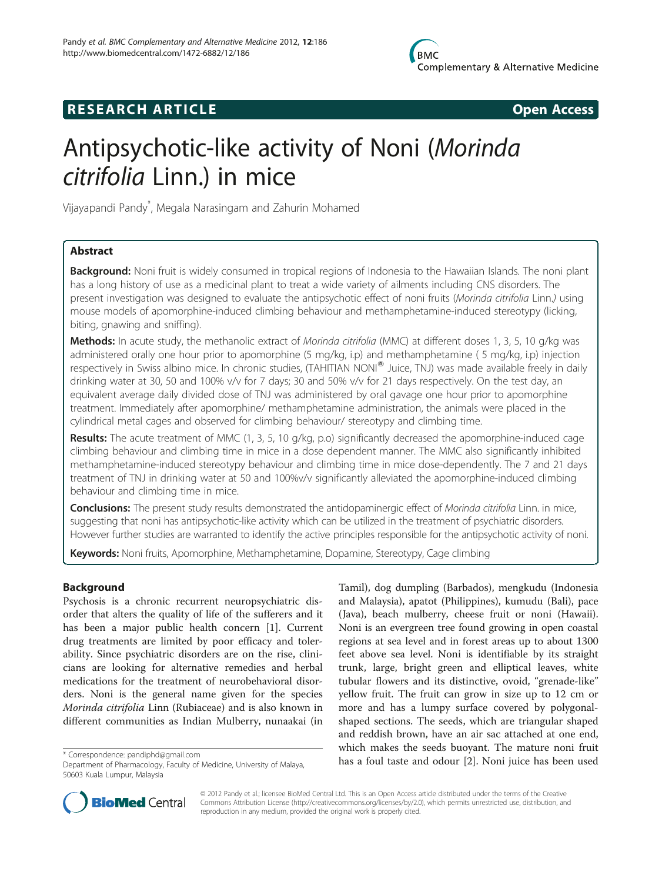RESEARCH ARTICLE Open Access

# Antipsychotic-like activity of Noni (*Morinda citrifolia* Linn.) in mice

Vijayapandi Pandy*, Megala Narasingam and Zahurin Mohamed

## Abstract

**Background:** Noni fruit is widely consumed in tropical regions of Indonesia to the Hawaiian Islands. The noni plant has a long history of use as a medicinal plant to treat a wide variety of ailments including CNS disorders. The present investigation was designed to evaluate the antipsychotic effect of noni fruits (*Morinda citrifolia* Linn.) using mouse models of apomorphine-induced climbing behaviour and methamphetamine-induced stereotypy (licking, biting, gnawing and sniffing).

**Methods:** In acute study, the methanolic extract of *Morinda citrifolia* (MMC) at different doses 1, 3, 5, 10 g/kg was administered orally one hour prior to apomorphine (5 mg/kg, i.p) and methamphetamine ( 5 mg/kg, i.p) injection respectively in Swiss albino mice. In chronic studies, (TAHITIAN NONI® Juice, TNJ) was made available freely in daily drinking water at 30, 50 and 100% v/v for 7 days; 30 and 50% v/v for 21 days respectively. On the test day, an equivalent average daily divided dose of TNJ was administered by oral gavage one hour prior to apomorphine treatment. Immediately after apomorphine/ methamphetamine administration, the animals were placed in the cylindrical metal cages and observed for climbing behaviour/ stereotypy and climbing time.

**Results:** The acute treatment of MMC (1, 3, 5, 10 g/kg, p.o) significantly decreased the apomorphine-induced cage climbing behaviour and climbing time in mice in a dose dependent manner. The MMC also significantly inhibited methamphetamine-induced stereotypy behaviour and climbing time in mice dose-dependently. The 7 and 21 days treatment of TNJ in drinking water at 50 and 100%v/v significantly alleviated the apomorphine-induced climbing behaviour and climbing time in mice.

**Conclusions:** The present study results demonstrated the antidopaminergic effect of *Morinda citrifolia* Linn. in mice, suggesting that noni has antipsychotic-like activity which can be utilized in the treatment of psychiatric disorders. However further studies are warranted to identify the active principles responsible for the antipsychotic activity of noni.

**Keywords:** Noni fruits, Apomorphine, Methamphetamine, Dopamine, Stereotypy, Cage climbing

## Background

Psychosis is a chronic recurrent neuropsychiatric disorder that alters the quality of life of the sufferers and it has been a major public health concern [1]. Current drug treatments are limited by poor efficacy and tolerability. Since psychiatric disorders are on the rise, clinicians are looking for alternative remedies and herbal medications for the treatment of neurobehavioral disorders. Noni is the general name given for the species *Morinda citrifolia* Linn (Rubiaceae) and is also known in different communities as Indian Mulberry, nunaakai (in Tamil), dog dumpling (Barbados), mengkudu (Indonesia and Malaysia), apatot (Philippines), kumudu (Bali), pace (Java), beach mulberry, cheese fruit or noni (Hawaii). Noni is an evergreen tree found growing in open coastal regions at sea level and in forest areas up to about 1300 feet above sea level. Noni is identifiable by its straight trunk, large, bright green and elliptical leaves, white tubular flowers and its distinctive, ovoid, "grenade-like" yellow fruit. The fruit can grow in size up to 12 cm or more and has a lumpy surface covered by polygonal-shaped sections. The seeds, which are triangular shaped and reddish brown, have an air sac attached at one end, which makes the seeds buoyant. The mature noni fruit has a foul taste and odour [2]. Noni juice has been used

* Correspondence: pandiphd@gmail.com
Department of Pharmacology, Faculty of Medicine, University of Malaya, 50603 Kuala Lumpur, Malaysia

© 2012 Pandy et al.; licensee BioMed Central Ltd. This is an Open Access article distributed under the terms of the Creative Commons Attribution License (http://creativecommons.org/licenses/by/2.0), which permits unrestricted use, distribution, and reproduction in any medium, provided the original work is properly cited.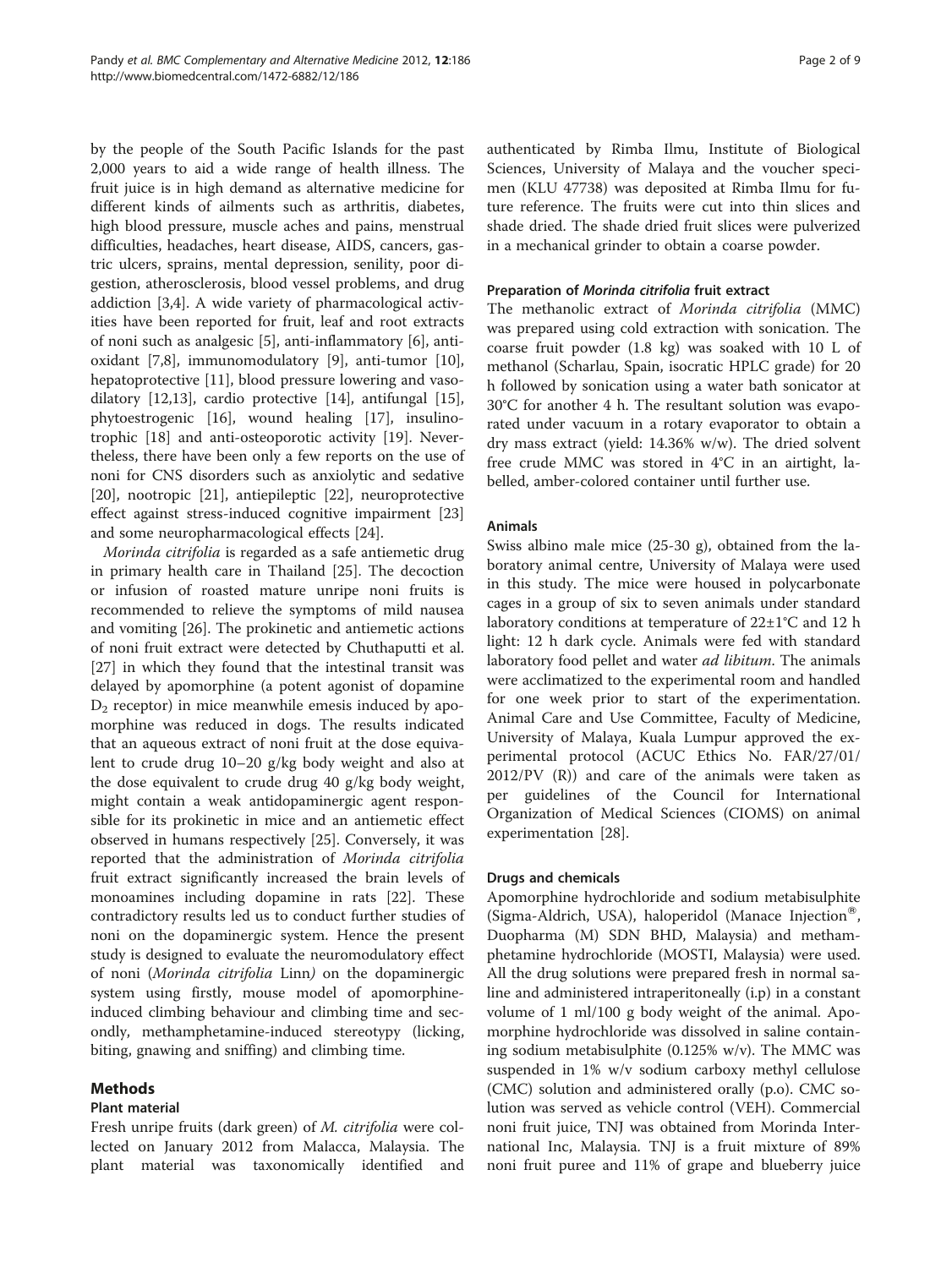by the people of the South Pacific Islands for the past 2,000 years to aid a wide range of health illness. The fruit juice is in high demand as alternative medicine for different kinds of ailments such as arthritis, diabetes, high blood pressure, muscle aches and pains, menstrual difficulties, headaches, heart disease, AIDS, cancers, gastric ulcers, sprains, mental depression, senility, poor digestion, atherosclerosis, blood vessel problems, and drug addiction [3,4]. A wide variety of pharmacological activities have been reported for fruit, leaf and root extracts of noni such as analgesic [5], anti-inflammatory [6], antioxidant [7,8], immunomodulatory [9], anti-tumor [10], hepatoprotective [11], blood pressure lowering and vasodilatory [12,13], cardio protective [14], antifungal [15], phytoestrogenic [16], wound healing [17], insulinotrophic [18] and anti-osteoporotic activity [19]. Nevertheless, there have been only a few reports on the use of noni for CNS disorders such as anxiolytic and sedative [20], nootropic [21], antiepileptic [22], neuroprotective effect against stress-induced cognitive impairment [23] and some neuropharmacological effects [24].

*Morinda citrifolia* is regarded as a safe antiemetic drug in primary health care in Thailand [25]. The decoction or infusion of roasted mature unripe noni fruits is recommended to relieve the symptoms of mild nausea and vomiting [26]. The prokinetic and antiemetic actions of noni fruit extract were detected by Chuthaputti et al. [27] in which they found that the intestinal transit was delayed by apomorphine (a potent agonist of dopamine $D_2$ receptor) in mice meanwhile emesis induced by apomorphine was reduced in dogs. The results indicated that an aqueous extract of noni fruit at the dose equivalent to crude drug 10–20 g/kg body weight and also at the dose equivalent to crude drug 40 g/kg body weight, might contain a weak antidopaminergic agent responsible for its prokinetic in mice and an antiemetic effect observed in humans respectively [25]. Conversely, it was reported that the administration of *Morinda citrifolia* fruit extract significantly increased the brain levels of monoamines including dopamine in rats [22]. These contradictory results led us to conduct further studies of noni on the dopaminergic system. Hence the present study is designed to evaluate the neuromodulatory effect of noni (*Morinda citrifolia* Linn*)* on the dopaminergic system using firstly, mouse model of apomorphine-induced climbing behaviour and climbing time and secondly, methamphetamine-induced stereotypy (licking, biting, gnawing and sniffing) and climbing time.

## Methods

### Plant material

Fresh unripe fruits (dark green) of *M. citrifolia* were collected on January 2012 from Malacca, Malaysia. The plant material was taxonomically identified and authenticated by Rimba Ilmu, Institute of Biological Sciences, University of Malaya and the voucher specimen (KLU 47738) was deposited at Rimba Ilmu for future reference. The fruits were cut into thin slices and shade dried. The shade dried fruit slices were pulverized in a mechanical grinder to obtain a coarse powder.

### Preparation of *Morinda citrifolia* fruit extract

The methanolic extract of *Morinda citrifolia* (MMC) was prepared using cold extraction with sonication. The coarse fruit powder (1.8 kg) was soaked with 10 L of methanol (Scharlau, Spain, isocratic HPLC grade) for 20 h followed by sonication using a water bath sonicator at 30°C for another 4 h. The resultant solution was evaporated under vacuum in a rotary evaporator to obtain a dry mass extract (yield: 14.36% w/w). The dried solvent free crude MMC was stored in 4°C in an airtight, labelled, amber-colored container until further use.

### Animals

Swiss albino male mice (25-30 g), obtained from the laboratory animal centre, University of Malaya were used in this study. The mice were housed in polycarbonate cages in a group of six to seven animals under standard laboratory conditions at temperature of 22±1°C and 12 h light: 12 h dark cycle. Animals were fed with standard laboratory food pellet and water *ad libitum*. The animals were acclimatized to the experimental room and handled for one week prior to start of the experimentation. Animal Care and Use Committee, Faculty of Medicine, University of Malaya, Kuala Lumpur approved the experimental protocol (ACUC Ethics No. FAR/27/01/2012/PV (R)) and care of the animals were taken as per guidelines of the Council for International Organization of Medical Sciences (CIOMS) on animal experimentation [28].

### Drugs and chemicals

Apomorphine hydrochloride and sodium metabisulphite (Sigma-Aldrich, USA), haloperidol (Manace Injection®, Duopharma (M) SDN BHD, Malaysia) and methamphetamine hydrochloride (MOSTI, Malaysia) were used. All the drug solutions were prepared fresh in normal saline and administered intraperitoneally (i.p) in a constant volume of 1 ml/100 g body weight of the animal. Apomorphine hydrochloride was dissolved in saline containing sodium metabisulphite (0.125% w/v). The MMC was suspended in 1% w/v sodium carboxy methyl cellulose (CMC) solution and administered orally (p.o). CMC solution was served as vehicle control (VEH). Commercial noni fruit juice, TNJ was obtained from Morinda International Inc, Malaysia. TNJ is a fruit mixture of 89% noni fruit puree and 11% of grape and blueberry juice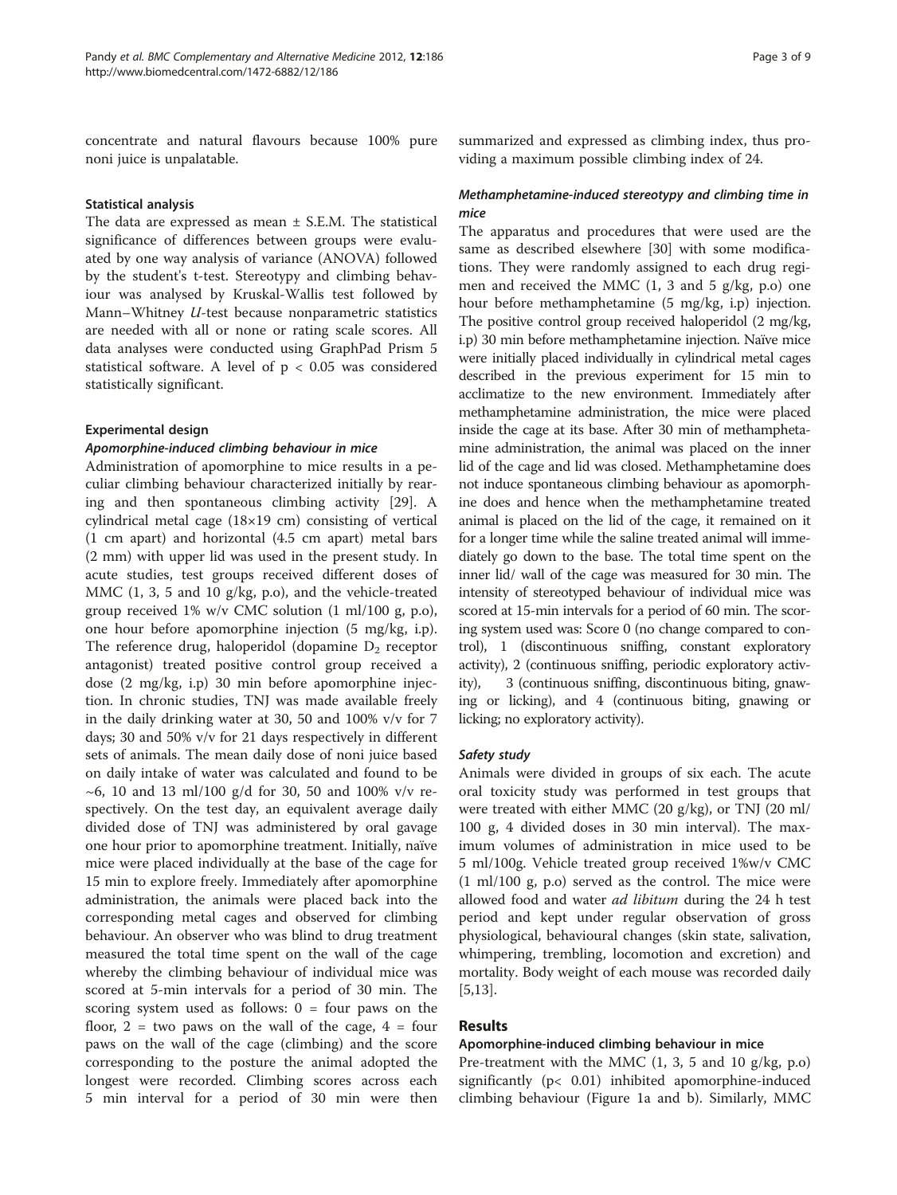concentrate and natural flavours because 100% pure noni juice is unpalatable.

### Statistical analysis

The data are expressed as mean ± S.E.M. The statistical significance of differences between groups were evaluated by one way analysis of variance (ANOVA) followed by the student's t-test. Stereotypy and climbing behaviour was analysed by Kruskal-Wallis test followed by Mann–Whitney *U*-test because nonparametric statistics are needed with all or none or rating scale scores. All data analyses were conducted using GraphPad Prism 5 statistical software. A level of $p < 0.05$ was considered statistically significant.

### Experimental design

#### *Apomorphine-induced climbing behaviour in mice*

Administration of apomorphine to mice results in a peculiar climbing behaviour characterized initially by rearing and then spontaneous climbing activity [29]. A cylindrical metal cage (18×19 cm) consisting of vertical (1 cm apart) and horizontal (4.5 cm apart) metal bars (2 mm) with upper lid was used in the present study. In acute studies, test groups received different doses of MMC (1, 3, 5 and 10 g/kg, p.o), and the vehicle-treated group received 1% w/v CMC solution (1 ml/100 g, p.o), one hour before apomorphine injection (5 mg/kg, i.p). The reference drug, haloperidol (dopamine $D_2$ receptor antagonist) treated positive control group received a dose (2 mg/kg, i.p) 30 min before apomorphine injection. In chronic studies, TNJ was made available freely in the daily drinking water at 30, 50 and 100% v/v for 7 days; 30 and 50% v/v for 21 days respectively in different sets of animals. The mean daily dose of noni juice based on daily intake of water was calculated and found to be ~6, 10 and 13 ml/100 g/d for 30, 50 and 100% v/v respectively. On the test day, an equivalent average daily divided dose of TNJ was administered by oral gavage one hour prior to apomorphine treatment. Initially, naïve mice were placed individually at the base of the cage for 15 min to explore freely. Immediately after apomorphine administration, the animals were placed back into the corresponding metal cages and observed for climbing behaviour. An observer who was blind to drug treatment measured the total time spent on the wall of the cage whereby the climbing behaviour of individual mice was scored at 5-min intervals for a period of 30 min. The scoring system used as follows: 0 = four paws on the floor, 2 = two paws on the wall of the cage, 4 = four paws on the wall of the cage (climbing) and the score corresponding to the posture the animal adopted the longest were recorded. Climbing scores across each 5 min interval for a period of 30 min were then summarized and expressed as climbing index, thus providing a maximum possible climbing index of 24.

#### *Methamphetamine-induced stereotypy and climbing time in mice*

The apparatus and procedures that were used are the same as described elsewhere [30] with some modifications. They were randomly assigned to each drug regimen and received the MMC (1, 3 and 5 g/kg, p.o) one hour before methamphetamine (5 mg/kg, i.p) injection. The positive control group received haloperidol (2 mg/kg, i.p) 30 min before methamphetamine injection. Naïve mice were initially placed individually in cylindrical metal cages described in the previous experiment for 15 min to acclimatize to the new environment. Immediately after methamphetamine administration, the mice were placed inside the cage at its base. After 30 min of methamphetamine administration, the animal was placed on the inner lid of the cage and lid was closed. Methamphetamine does not induce spontaneous climbing behaviour as apomorphine does and hence when the methamphetamine treated animal is placed on the lid of the cage, it remained on it for a longer time while the saline treated animal will immediately go down to the base. The total time spent on the inner lid/ wall of the cage was measured for 30 min. The intensity of stereotyped behaviour of individual mice was scored at 15-min intervals for a period of 60 min. The scoring system used was: Score 0 (no change compared to control), 1 (discontinuous sniffing, constant exploratory activity), 2 (continuous sniffing, periodic exploratory activity), 3 (continuous sniffing, discontinuous biting, gnawing or licking), and 4 (continuous biting, gnawing or licking; no exploratory activity).

#### *Safety study*

Animals were divided in groups of six each. The acute oral toxicity study was performed in test groups that were treated with either MMC (20 g/kg), or TNJ (20 ml/100 g, 4 divided doses in 30 min interval). The maximum volumes of administration in mice used to be 5 ml/100g. Vehicle treated group received 1%w/v CMC (1 ml/100 g, p.o) served as the control. The mice were allowed food and water *ad libitum* during the 24 h test period and kept under regular observation of gross physiological, behavioural changes (skin state, salivation, whimpering, trembling, locomotion and excretion) and mortality. Body weight of each mouse was recorded daily [5,13].

## Results

### Apomorphine-induced climbing behaviour in mice

Pre-treatment with the MMC (1, 3, 5 and 10 g/kg, p.o) significantly ($p < 0.01$) inhibited apomorphine-induced climbing behaviour (Figure 1a and b). Similarly, MMC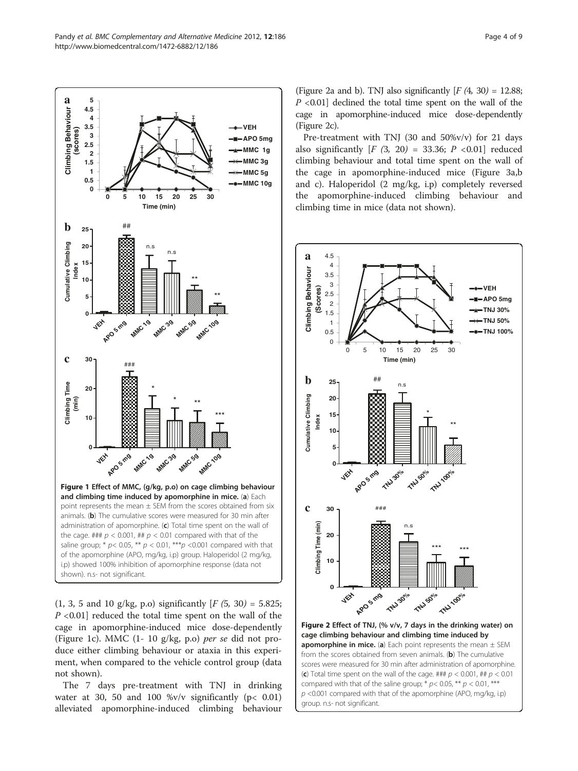Figure 1 Effect of MMC, (g/kg, p.o) on cage climbing behaviour and climbing time induced by apomorphine in mice. (a) Each point represents the mean ± SEM from the scores obtained from six animals. (b) The cumulative scores were measured for 30 min after administration of apomorphine. (c) Total time spent on the wall of the cage. ### $p < 0.001$, ## $p < 0.01$ compared with that of the saline group; * $p < 0.05$, ** $p < 0.01$, *** $p < 0.001$ compared with that of the apomorphine (APO, mg/kg, i.p) group. Haloperidol (2 mg/kg, i.p) showed 100% inhibition of apomorphine response (data not shown). n.s- not significant.

(1, 3, 5 and 10 g/kg, p.o) significantly [$F_{(5, 30)} = 5.825$; $P < 0.01$] reduced the total time spent on the wall of the cage in apomorphine-induced mice dose-dependently (Figure 1c). MMC (1- 10 g/kg, p.o) *per se* did not produce either climbing behaviour or ataxia in this experiment, when compared to the vehicle control group (data not shown).

The 7 days pre-treatment with TNJ in drinking water at 30, 50 and 100 %v/v significantly ($p < 0.01$) alleviated apomorphine-induced climbing behaviour (Figure 2a and b). TNJ also significantly [$F_{(4, 30)} = 12.88$; $P < 0.01$] declined the total time spent on the wall of the cage in apomorphine-induced mice dose-dependently (Figure 2c).

Pre-treatment with TNJ (30 and 50%v/v) for 21 days also significantly [$F_{(3, 20)} = 33.36$; $P < 0.01$] reduced climbing behaviour and total time spent on the wall of the cage in apomorphine-induced mice (Figure 3a,b and c). Haloperidol (2 mg/kg, i.p) completely reversed the apomorphine-induced climbing behaviour and climbing time in mice (data not shown).

Figure 2 Effect of TNJ, (% v/v, 7 days in the drinking water) on cage climbing behaviour and climbing time induced by apomorphine in mice. (a) Each point represents the mean ± SEM from the scores obtained from seven animals. (b) The cumulative scores were measured for 30 min after administration of apomorphine. (c) Total time spent on the wall of the cage. ### $p < 0.001$, ## $p < 0.01$ compared with that of the saline group; * $p < 0.05$, ** $p < 0.01$, *** $p < 0.001$ compared with that of the apomorphine (APO, mg/kg, i.p) group. n.s- not significant.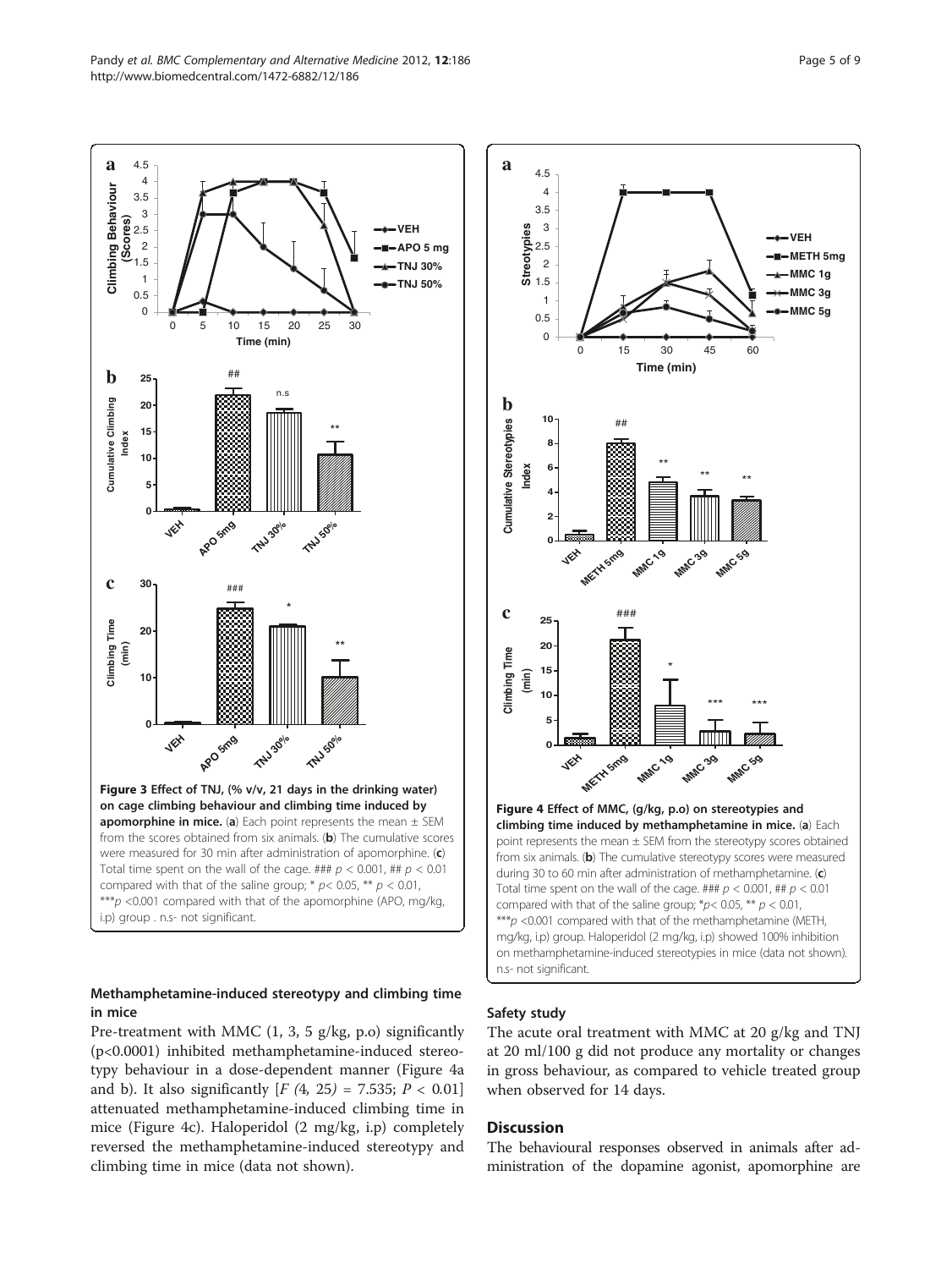**Figure 3 Effect of TNJ, (% v/v, 21 days in the drinking water) on cage climbing behaviour and climbing time induced by apomorphine in mice.** (**a**) Each point represents the mean ± SEM from the scores obtained from six animals. (**b**) The cumulative scores were measured for 30 min after administration of apomorphine. (**c**) Total time spent on the wall of the cage. ### $p < 0.001$, ## $p < 0.01$ compared with that of the saline group; * $p < 0.05$, ** $p < 0.01$, *** $p < 0.001$ compared with that of the apomorphine (APO, mg/kg, i.p) group . n.s- not significant.

**Figure 4 Effect of MMC, (g/kg, p.o) on stereotypies and climbing time induced by methamphetamine in mice.** (**a**) Each point represents the mean ± SEM from the stereotypy scores obtained from six animals. (**b**) The cumulative stereotypy scores were measured during 30 to 60 min after administration of methamphetamine. (**c**) Total time spent on the wall of the cage. ### $p < 0.001$, ## $p < 0.01$ compared with that of the saline group; * $p < 0.05$, ** $p < 0.01$, *** $p < 0.001$ compared with that of the methamphetamine (METH, mg/kg, i.p) group. Haloperidol (2 mg/kg, i.p) showed 100% inhibition on methamphetamine-induced stereotypies in mice (data not shown). n.s- not significant.

### Methamphetamine-induced stereotypy and climbing time in mice

Pre-treatment with MMC (1, 3, 5 g/kg, p.o) significantly ($p<0.0001$) inhibited methamphetamine-induced stereotypy behaviour in a dose-dependent manner (Figure 4a and b). It also significantly [$F_{(4, 25)} = 7.535$; $P < 0.01$] attenuated methamphetamine-induced climbing time in mice (Figure 4c). Haloperidol (2 mg/kg, i.p) completely reversed the methamphetamine-induced stereotypy and climbing time in mice (data not shown).

### Safety study

The acute oral treatment with MMC at 20 g/kg and TNJ at 20 ml/100 g did not produce any mortality or changes in gross behaviour, as compared to vehicle treated group when observed for 14 days.

## Discussion

The behavioural responses observed in animals after administration of the dopamine agonist, apomorphine are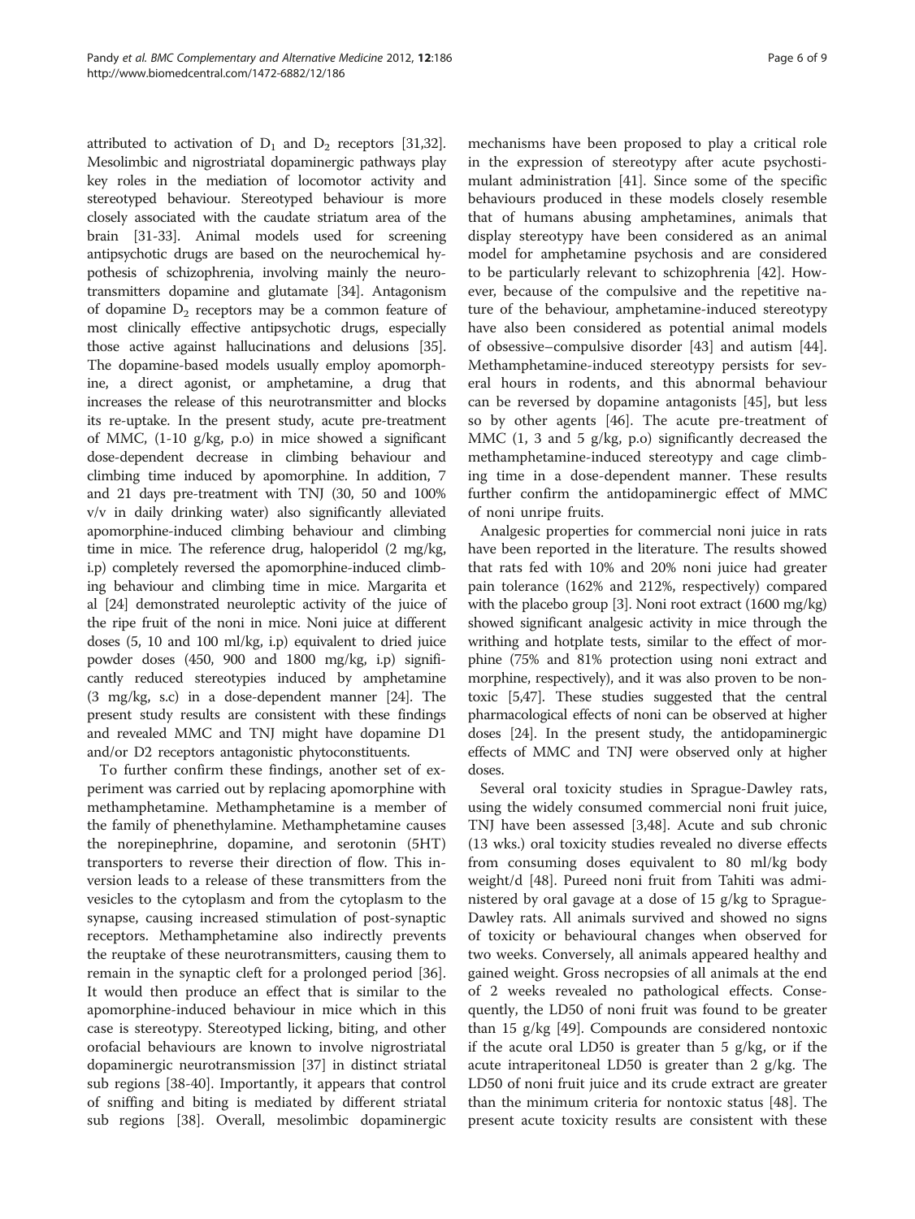attributed to activation of $D_1$ and $D_2$ receptors [31,32]. Mesolimbic and nigrostriatal dopaminergic pathways play key roles in the mediation of locomotor activity and stereotyped behaviour. Stereotyped behaviour is more closely associated with the caudate striatum area of the brain [31-33]. Animal models used for screening antipsychotic drugs are based on the neurochemical hypothesis of schizophrenia, involving mainly the neurotransmitters dopamine and glutamate [34]. Antagonism of dopamine $D_2$ receptors may be a common feature of most clinically effective antipsychotic drugs, especially those active against hallucinations and delusions [35]. The dopamine-based models usually employ apomorphine, a direct agonist, or amphetamine, a drug that increases the release of this neurotransmitter and blocks its re-uptake. In the present study, acute pre-treatment of MMC, (1-10 g/kg, p.o) in mice showed a significant dose-dependent decrease in climbing behaviour and climbing time induced by apomorphine. In addition, 7 and 21 days pre-treatment with TNJ (30, 50 and 100% v/v in daily drinking water) also significantly alleviated apomorphine-induced climbing behaviour and climbing time in mice. The reference drug, haloperidol (2 mg/kg, i.p) completely reversed the apomorphine-induced climbing behaviour and climbing time in mice. Margarita et al [24] demonstrated neuroleptic activity of the juice of the ripe fruit of the noni in mice. Noni juice at different doses (5, 10 and 100 ml/kg, i.p) equivalent to dried juice powder doses (450, 900 and 1800 mg/kg, i.p) significantly reduced stereotypies induced by amphetamine (3 mg/kg, s.c) in a dose-dependent manner [24]. The present study results are consistent with these findings and revealed MMC and TNJ might have dopamine D1 and/or D2 receptors antagonistic phytoconstituents.

To further confirm these findings, another set of experiment was carried out by replacing apomorphine with methamphetamine. Methamphetamine is a member of the family of phenethylamine. Methamphetamine causes the norepinephrine, dopamine, and serotonin (5HT) transporters to reverse their direction of flow. This inversion leads to a release of these transmitters from the vesicles to the cytoplasm and from the cytoplasm to the synapse, causing increased stimulation of post-synaptic receptors. Methamphetamine also indirectly prevents the reuptake of these neurotransmitters, causing them to remain in the synaptic cleft for a prolonged period [36]. It would then produce an effect that is similar to the apomorphine-induced behaviour in mice which in this case is stereotypy. Stereotyped licking, biting, and other orofacial behaviours are known to involve nigrostriatal dopaminergic neurotransmission [37] in distinct striatal sub regions [38-40]. Importantly, it appears that control of sniffing and biting is mediated by different striatal sub regions [38]. Overall, mesolimbic dopaminergic mechanisms have been proposed to play a critical role in the expression of stereotypy after acute psychostimulant administration [41]. Since some of the specific behaviours produced in these models closely resemble that of humans abusing amphetamines, animals that display stereotypy have been considered as an animal model for amphetamine psychosis and are considered to be particularly relevant to schizophrenia [42]. However, because of the compulsive and the repetitive nature of the behaviour, amphetamine-induced stereotypy have also been considered as potential animal models of obsessive–compulsive disorder [43] and autism [44]. Methamphetamine-induced stereotypy persists for several hours in rodents, and this abnormal behaviour can be reversed by dopamine antagonists [45], but less so by other agents [46]. The acute pre-treatment of MMC (1, 3 and 5 g/kg, p.o) significantly decreased the methamphetamine-induced stereotypy and cage climbing time in a dose-dependent manner. These results further confirm the antidopaminergic effect of MMC of noni unripe fruits.

Analgesic properties for commercial noni juice in rats have been reported in the literature. The results showed that rats fed with 10% and 20% noni juice had greater pain tolerance (162% and 212%, respectively) compared with the placebo group [3]. Noni root extract (1600 mg/kg) showed significant analgesic activity in mice through the writhing and hotplate tests, similar to the effect of morphine (75% and 81% protection using noni extract and morphine, respectively), and it was also proven to be nontoxic [5,47]. These studies suggested that the central pharmacological effects of noni can be observed at higher doses [24]. In the present study, the antidopaminergic effects of MMC and TNJ were observed only at higher doses.

Several oral toxicity studies in Sprague-Dawley rats, using the widely consumed commercial noni fruit juice, TNJ have been assessed [3,48]. Acute and sub chronic (13 wks.) oral toxicity studies revealed no diverse effects from consuming doses equivalent to 80 ml/kg body weight/d [48]. Pureed noni fruit from Tahiti was administered by oral gavage at a dose of 15 g/kg to Sprague-Dawley rats. All animals survived and showed no signs of toxicity or behavioural changes when observed for two weeks. Conversely, all animals appeared healthy and gained weight. Gross necropsies of all animals at the end of 2 weeks revealed no pathological effects. Consequently, the LD50 of noni fruit was found to be greater than 15 g/kg [49]. Compounds are considered nontoxic if the acute oral LD50 is greater than 5 g/kg, or if the acute intraperitoneal LD50 is greater than 2 g/kg. The LD50 of noni fruit juice and its crude extract are greater than the minimum criteria for nontoxic status [48]. The present acute toxicity results are consistent with these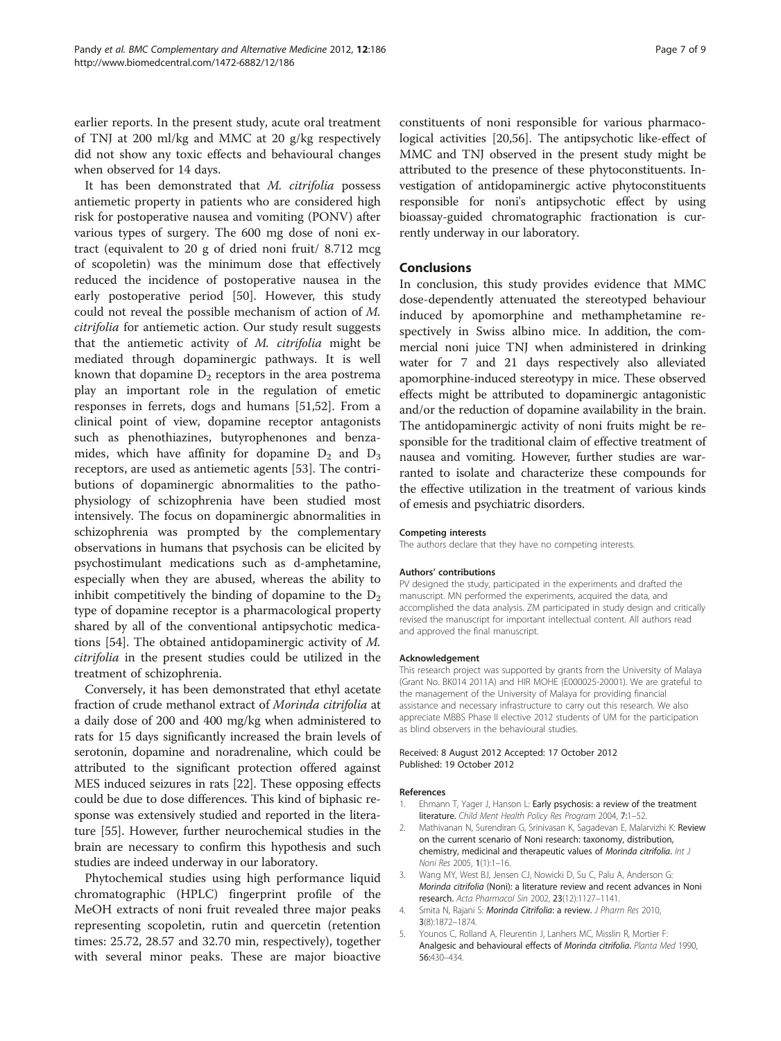earlier reports. In the present study, acute oral treatment of TNJ at 200 ml/kg and MMC at 20 g/kg respectively did not show any toxic effects and behavioural changes when observed for 14 days.

It has been demonstrated that *M. citrifolia* possess antiemetic property in patients who are considered high risk for postoperative nausea and vomiting (PONV) after various types of surgery. The 600 mg dose of noni extract (equivalent to 20 g of dried noni fruit/ 8.712 mcg of scopoletin) was the minimum dose that effectively reduced the incidence of postoperative nausea in the early postoperative period [50]. However, this study could not reveal the possible mechanism of action of *M. citrifolia* for antiemetic action. Our study result suggests that the antiemetic activity of *M. citrifolia* might be mediated through dopaminergic pathways. It is well known that dopamine $D_2$ receptors in the area postrema play an important role in the regulation of emetic responses in ferrets, dogs and humans [51,52]. From a clinical point of view, dopamine receptor antagonists such as phenothiazines, butyrophenones and benzamides, which have affinity for dopamine $D_2$ and $D_3$ receptors, are used as antiemetic agents [53]. The contributions of dopaminergic abnormalities to the pathophysiology of schizophrenia have been studied most intensively. The focus on dopaminergic abnormalities in schizophrenia was prompted by the complementary observations in humans that psychosis can be elicited by psychostimulant medications such as d-amphetamine, especially when they are abused, whereas the ability to inhibit competitively the binding of dopamine to the $D_2$ type of dopamine receptor is a pharmacological property shared by all of the conventional antipsychotic medications [54]. The obtained antidopaminergic activity of *M. citrifolia* in the present studies could be utilized in the treatment of schizophrenia.

Conversely, it has been demonstrated that ethyl acetate fraction of crude methanol extract of *Morinda citrifolia* at a daily dose of 200 and 400 mg/kg when administered to rats for 15 days significantly increased the brain levels of serotonin, dopamine and noradrenaline, which could be attributed to the significant protection offered against MES induced seizures in rats [22]. These opposing effects could be due to dose differences. This kind of biphasic response was extensively studied and reported in the literature [55]. However, further neurochemical studies in the brain are necessary to confirm this hypothesis and such studies are indeed underway in our laboratory.

Phytochemical studies using high performance liquid chromatographic (HPLC) fingerprint profile of the MeOH extracts of noni fruit revealed three major peaks representing scopoletin, rutin and quercetin (retention times: 25.72, 28.57 and 32.70 min, respectively), together with several minor peaks. These are major bioactive constituents of noni responsible for various pharmacological activities [20,56]. The antipsychotic like-effect of MMC and TNJ observed in the present study might be attributed to the presence of these phytoconstituents. Investigation of antidopaminergic active phytoconstituents responsible for noni's antipsychotic effect by using bioassay-guided chromatographic fractionation is currently underway in our laboratory.

## Conclusions

In conclusion, this study provides evidence that MMC dose-dependently attenuated the stereotyped behaviour induced by apomorphine and methamphetamine respectively in Swiss albino mice. In addition, the commercial noni juice TNJ when administered in drinking water for 7 and 21 days respectively also alleviated apomorphine-induced stereotypy in mice. These observed effects might be attributed to dopaminergic antagonistic and/or the reduction of dopamine availability in the brain. The antidopaminergic activity of noni fruits might be responsible for the traditional claim of effective treatment of nausea and vomiting. However, further studies are warranted to isolate and characterize these compounds for the effective utilization in the treatment of various kinds of emesis and psychiatric disorders.

#### Competing interests

The authors declare that they have no competing interests.

#### Authors' contributions

PV designed the study, participated in the experiments and drafted the manuscript. MN performed the experiments, acquired the data, and accomplished the data analysis. ZM participated in study design and critically revised the manuscript for important intellectual content. All authors read and approved the final manuscript.

#### Acknowledgement

This research project was supported by grants from the University of Malaya (Grant No. BK014 2011A) and HIR MOHE (E000025-20001). We are grateful to the management of the University of Malaya for providing financial assistance and necessary infrastructure to carry out this research. We also appreciate MBBS Phase II elective 2012 students of UM for the participation as blind observers in the behavioural studies.

Received: 8 August 2012 Accepted: 17 October 2012
Published: 19 October 2012

#### References

1. Ehmann T, Yager J, Hanson L: **Early psychosis: a review of the treatment literature.** *Child Ment Health Policy Res Program* 2004, **7**:1–52.
2. Mathivanan N, Surendiran G, Srinivasan K, Sagadevan E, Malarvizhi K: **Review on the current scenario of Noni research: taxonomy, distribution, chemistry, medicinal and therapeutic values of *Morinda citrifolia*.** *Int J Noni Res* 2005, **1**(1):1–16.
3. Wang MY, West BJ, Jensen CJ, Nowicki D, Su C, Palu A, Anderson G: ***Morinda citrifolia* (Noni): a literature review and recent advances in Noni research.** *Acta Pharmacol Sin* 2002, **23**(12):1127–1141.
4. Smita N, Rajani S: ***Morinda Citrifolia*: a review.** *J Pharm Res* 2010, **3**(8):1872–1874.
5. Younos C, Rolland A, Fleurentin J, Lanhers MC, Misslin R, Mortier F: **Analgesic and behavioural effects of *Morinda citrifolia*.** *Planta Med* 1990, **56**:430–434.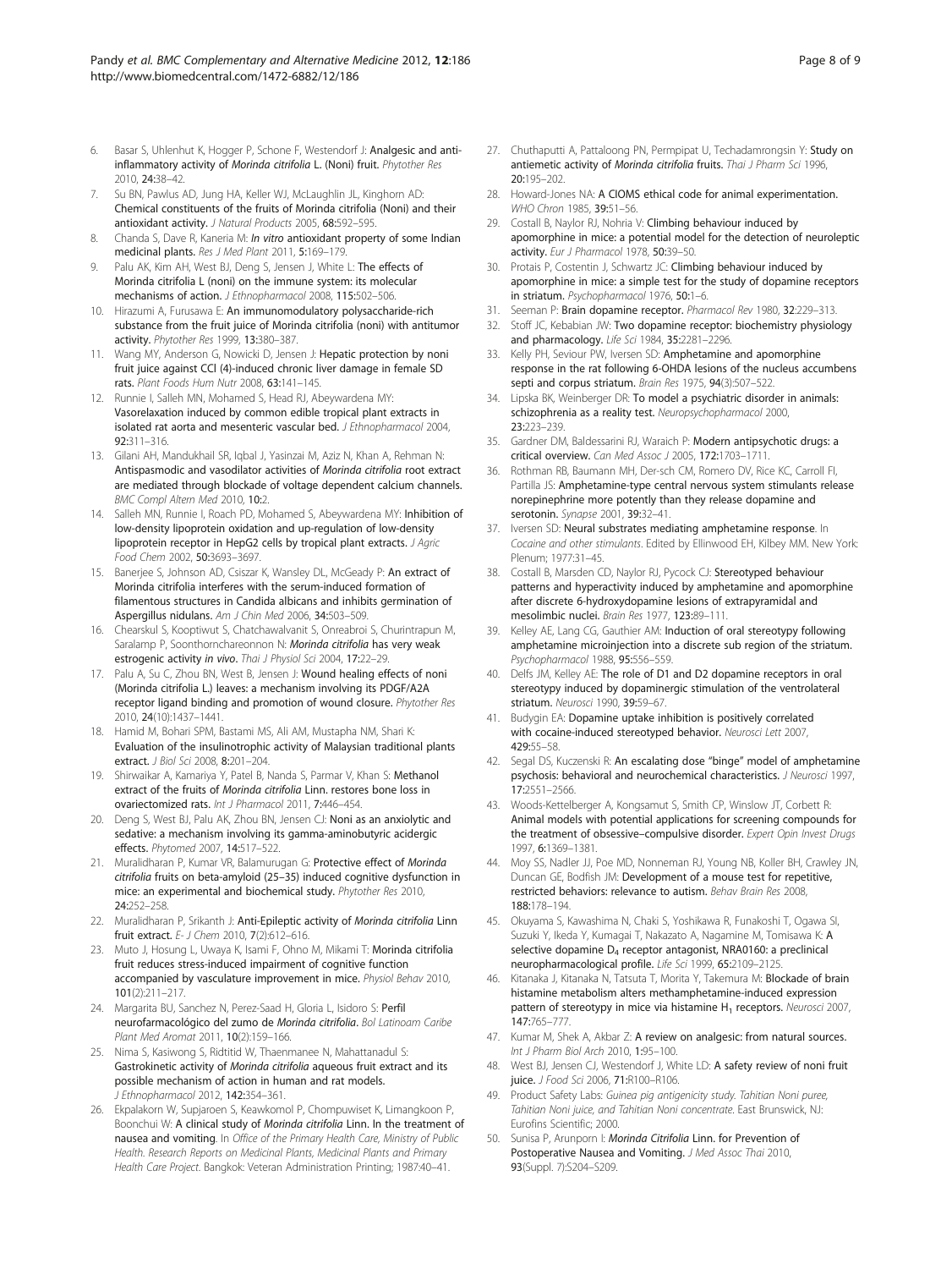6. Basar S, Uhlenhut K, Hogger P, Schone F, Westendorf J: **Analgesic and anti-inflammatory activity of *Morinda citrifolia* L. (Noni) fruit.** *Phytother Res* 2010, **24:**38–42.
7. Su BN, Pawlus AD, Jung HA, Keller WJ, McLaughlin JL, Kinghorn AD: **Chemical constituents of the fruits of Morinda citrifolia (Noni) and their antioxidant activity.** *J Natural Products* 2005, **68:**592–595.
8. Chanda S, Dave R, Kaneria M: ***In vitro* antioxidant property of some Indian medicinal plants.** *Res J Med Plant* 2011, **5:**169–179.
9. Palu AK, Kim AH, West BJ, Deng S, Jensen J, White L: **The effects of Morinda citrifolia L (noni) on the immune system: its molecular mechanisms of action.** *J Ethnopharmacol* 2008, **115:**502–506.
10. Hirazumi A, Furusawa E: **An immunomodulatory polysaccharide-rich substance from the fruit juice of Morinda citrifolia (noni) with antitumor activity.** *Phytother Res* 1999, **13:**380–387.
11. Wang MY, Anderson G, Nowicki D, Jensen J: **Hepatic protection by noni fruit juice against CCl (4)-induced chronic liver damage in female SD rats.** *Plant Foods Hum Nutr* 2008, **63:**141–145.
12. Runnie I, Salleh MN, Mohamed S, Head RJ, Abeywardena MY: **Vasorelaxation induced by common edible tropical plant extracts in isolated rat aorta and mesenteric vascular bed.** *J Ethnopharmacol* 2004, **92:**311–316.
13. Gilani AH, Mandukhail SR, Iqbal J, Yasinzai M, Aziz N, Khan A, Rehman N: **Antispasmodic and vasodilator activities of *Morinda citrifolia* root extract are mediated through blockade of voltage dependent calcium channels.** *BMC Compl Altern Med* 2010, **10:**2.
14. Salleh MN, Runnie I, Roach PD, Mohamed S, Abeywardena MY: **Inhibition of low-density lipoprotein oxidation and up-regulation of low-density lipoprotein receptor in HepG2 cells by tropical plant extracts.** *J Agric Food Chem* 2002, **50:**3693–3697.
15. Banerjee S, Johnson AD, Csiszar K, Wansley DL, McGeady P: **An extract of Morinda citrifolia interferes with the serum-induced formation of filamentous structures in Candida albicans and inhibits germination of Aspergillus nidulans.** *Am J Chin Med* 2006, **34:**503–509.
16. Chearskul S, Kooptiwut S, Chatchawalvanit S, Onreabroi S, Churintrapun M, Saralamp P, Soonthornchareonnon N: ***Morinda citrifolia* has very weak estrogenic activity *in vivo*.** *Thai J Physiol Sci* 2004, **17:**22–29.
17. Palu A, Su C, Zhou BN, West B, Jensen J: **Wound healing effects of noni (Morinda citrifolia L.) leaves: a mechanism involving its PDGF/A2A receptor ligand binding and promotion of wound closure.** *Phytother Res* 2010, **24**(10)**:**1437–1441.
18. Hamid M, Bohari SPM, Bastami MS, Ali AM, Mustapha NM, Shari K: **Evaluation of the insulinotrophic activity of Malaysian traditional plants extract.** *J Biol Sci* 2008, **8:**201–204.
19. Shirwaikar A, Kamariya Y, Patel B, Nanda S, Parmar V, Khan S: **Methanol extract of the fruits of *Morinda citrifolia* Linn. restores bone loss in ovariectomized rats.** *Int J Pharmacol* 2011, **7:**446–454.
20. Deng S, West BJ, Palu AK, Zhou BN, Jensen CJ: **Noni as an anxiolytic and sedative: a mechanism involving its gamma-aminobutyric acidergic effects.** *Phytomed* 2007, **14:**517–522.
21. Muralidharan P, Kumar VR, Balamurugan G: **Protective effect of *Morinda citrifolia* fruits on beta-amyloid (25–35) induced cognitive dysfunction in mice: an experimental and biochemical study.** *Phytother Res* 2010, **24:**252–258.
22. Muralidharan P, Srikanth J: **Anti-Epileptic activity of *Morinda citrifolia* Linn fruit extract.** *E- J Chem* 2010, **7**(2)**:**612–616.
23. Muto J, Hosung L, Uwaya K, Isami F, Ohno M, Mikami T: **Morinda citrifolia fruit reduces stress-induced impairment of cognitive function accompanied by vasculature improvement in mice.** *Physiol Behav* 2010, **101**(2)**:**211–217.
24. Margarita BU, Sanchez N, Perez-Saad H, Gloria L, Isidoro S: **Perfil neurofarmacológico del zumo de *Morinda citrifolia*.** *Bol Latinoam Caribe Plant Med Aromat* 2011, **10**(2)**:**159–166.
25. Nima S, Kasiwong S, Ridtitid W, Thaenmanee N, Mahattanadul S: **Gastrokinetic activity of *Morinda citrifolia* aqueous fruit extract and its possible mechanism of action in human and rat models.** *J Ethnopharmacol* 2012, **142:**354–361.
26. Ekpalakorn W, Supjaroen S, Keawkomol P, Chompuwiset K, Limangkoon P, Boonchui W: **A clinical study of *Morinda citrifolia* Linn. In the treatment of nausea and vomiting.** In *Office of the Primary Health Care, Ministry of Public Health. Research Reports on Medicinal Plants, Medicinal Plants and Primary Health Care Project*. Bangkok: Veteran Administration Printing; 1987:40–41.
27. Chuthaputti A, Pattaloong PN, Permpipat U, Techadamrongsin Y: **Study on antiemetic activity of *Morinda citrifolia* fruits.** *Thai J Pharm Sci* 1996, **20:**195–202.
28. Howard-Jones NA: **A CIOMS ethical code for animal experimentation.** *WHO Chron* 1985, **39:**51–56.
29. Costall B, Naylor RJ, Nohria V: **Climbing behaviour induced by apomorphine in mice: a potential model for the detection of neuroleptic activity.** *Eur J Pharmacol* 1978, **50:**39–50.
30. Protais P, Costentin J, Schwartz JC: **Climbing behaviour induced by apomorphine in mice: a simple test for the study of dopamine receptors in striatum.** *Psychopharmacol* 1976, **50:**1–6.
31. Seeman P: **Brain dopamine receptor.** *Pharmacol Rev* 1980, **32:**229–313.
32. Stoff JC, Kebabian JW: **Two dopamine receptor: biochemistry physiology and pharmacology.** *Life Sci* 1984, **35:**2281–2296.
33. Kelly PH, Seviour PW, Iversen SD: **Amphetamine and apomorphine response in the rat following 6-OHDA lesions of the nucleus accumbens septi and corpus striatum.** *Brain Res* 1975, **94**(3)**:**507–522.
34. Lipska BK, Weinberger DR: **To model a psychiatric disorder in animals: schizophrenia as a reality test.** *Neuropsychopharmacol* 2000, **23:**223–239.
35. Gardner DM, Baldessarini RJ, Waraich P: **Modern antipsychotic drugs: a critical overview.** *Can Med Assoc J* 2005, **172:**1703–1711.
36. Rothman RB, Baumann MH, Der-sch CM, Romero DV, Rice KC, Carroll FI, Partilla JS: **Amphetamine-type central nervous system stimulants release norepinephrine more potently than they release dopamine and serotonin.** *Synapse* 2001, **39:**32–41.
37. Iversen SD: **Neural substrates mediating amphetamine response.** In *Cocaine and other stimulants*. Edited by Ellinwood EH, Kilbey MM. New York: Plenum; 1977:31–45.
38. Costall B, Marsden CD, Naylor RJ, Pycock CJ: **Stereotyped behaviour patterns and hyperactivity induced by amphetamine and apomorphine after discrete 6-hydroxydopamine lesions of extrapyramidal and mesolimbic nuclei.** *Brain Res* 1977, **123:**89–111.
39. Kelley AE, Lang CG, Gauthier AM: **Induction of oral stereotypy following amphetamine microinjection into a discrete sub region of the striatum.** *Psychopharmacol* 1988, **95:**556–559.
40. Delfs JM, Kelley AE: **The role of D1 and D2 dopamine receptors in oral stereotypy induced by dopaminergic stimulation of the ventrolateral striatum.** *Neurosci* 1990, **39:**59–67.
41. Budygin EA: **Dopamine uptake inhibition is positively correlated with cocaine-induced stereotyped behavior.** *Neurosci Lett* 2007, **429:**55–58.
42. Segal DS, Kuczenski R: **An escalating dose "binge" model of amphetamine psychosis: behavioral and neurochemical characteristics.** *J Neurosci* 1997, **17:**2551–2566.
43. Woods-Kettelberger A, Kongsamut S, Smith CP, Winslow JT, Corbett R: **Animal models with potential applications for screening compounds for the treatment of obsessive–compulsive disorder.** *Expert Opin Invest Drugs* 1997, **6:**1369–1381.
44. Moy SS, Nadler JJ, Poe MD, Nonneman RJ, Young NB, Koller BH, Crawley JN, Duncan GE, Bodfish JM: **Development of a mouse test for repetitive, restricted behaviors: relevance to autism.** *Behav Brain Res* 2008, **188:**178–194.
45. Okuyama S, Kawashima N, Chaki S, Yoshikawa R, Funakoshi T, Ogawa SI, Suzuki Y, Ikeda Y, Kumagai T, Nakazato A, Nagamine M, Tomisawa K: **A selective dopamine $D_4$ receptor antagonist, NRA0160: a preclinical neuropharmacological profile.** *Life Sci* 1999, **65:**2109–2125.
46. Kitanaka J, Kitanaka N, Tatsuta T, Morita Y, Takemura M: **Blockade of brain histamine metabolism alters methamphetamine-induced expression pattern of stereotypy in mice via histamine $H_1$ receptors.** *Neurosci* 2007, **147:**765–777.
47. Kumar M, Shek A, Akbar Z: **A review on analgesic: from natural sources.** *Int J Pharm Biol Arch* 2010, **1:**95–100.
48. West BJ, Jensen CJ, Westendorf J, White LD: **A safety review of noni fruit juice.** *J Food Sci* 2006, **71:**R100–R106.
49. Product Safety Labs: *Guinea pig antigenicity study. Tahitian Noni puree, Tahitian Noni juice, and Tahitian Noni concentrate.* East Brunswick, NJ: Eurofins Scientific; 2000.
50. Sunisa P, Arunporn I: ***Morinda Citrifolia* Linn. for Prevention of Postoperative Nausea and Vomiting.** *J Med Assoc Thai* 2010, **93**(Suppl. 7)**:**S204–S209.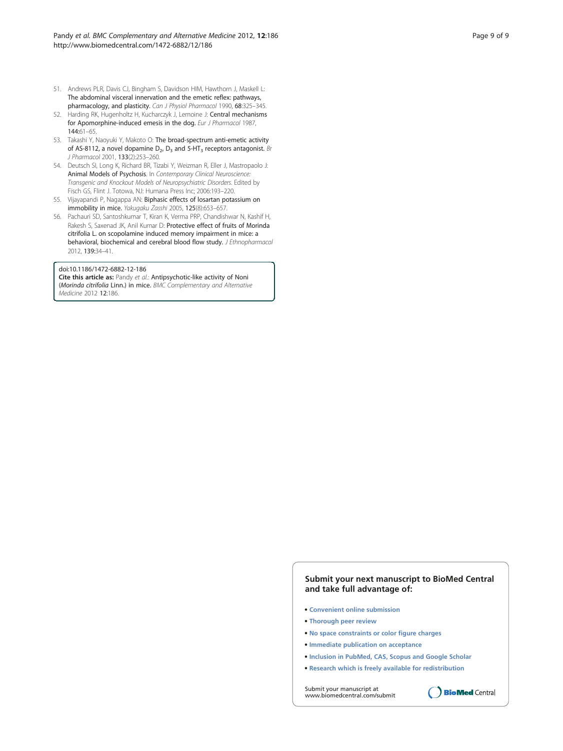51. Andrews PLR, Davis CJ, Bingham S, Davidson HIM, Hawthorn J, Maskell L: **The abdominal visceral innervation and the emetic reflex: pathways, pharmacology, and plasticity.** *Can J Physiol Pharmacol* 1990, **68**:325–345.
52. Harding RK, Hugenholtz H, Kucharczyk J, Lemoine J: **Central mechanisms for Apomorphine-induced emesis in the dog.** *Eur J Pharmacol* 1987, **144**:61–65.
53. Takashi Y, Naoyuki Y, Makoto O: **The broad-spectrum anti-emetic activity of AS-8112, a novel dopamine $D_2$, $D_3$ and 5-$HT_3$ receptors antagonist.** *Br J Pharmacol* 2001, **133**(2):253–260.
54. Deutsch SI, Long K, Richard BR, Tizabi Y, Weizman R, Eller J, Mastropaolo J: **Animal Models of Psychosis.** In *Contemporary Clinical Neuroscience: Transgenic and Knockout Models of Neuropsychiatric Disorders.* Edited by Fisch GS, Flint J. Totowa, NJ: Humana Press Inc; 2006:193–220.
55. Vijayapandi P, Nagappa AN: **Biphasic effects of losartan potassium on immobility in mice.** *Yakugaku Zasshi* 2005, **125**(8):653–657.
56. Pachauri SD, Santoshkumar T, Kiran K, Verma PRP, Chandishwar N, Kashif H, Rakesh S, Saxenad JK, Anil Kumar D: **Protective effect of fruits of Morinda citrifolia L. on scopolamine induced memory impairment in mice: a behavioral, biochemical and cerebral blood flow study.** *J Ethnopharmacol* 2012, **139**:34–41.

doi:10.1186/1472-6882-12-186
**Cite this article as:** Pandy *et al.*: Antipsychotic-like activity of Noni (*Morinda citrifolia* Linn.) in mice. *BMC Complementary and Alternative Medicine* 2012 **12**:186.

**Submit your next manuscript to BioMed Central and take full advantage of:**

- **Convenient online submission**
- **Thorough peer review**
- **No space constraints or color figure charges**
- **Immediate publication on acceptance**
- **Inclusion in PubMed, CAS, Scopus and Google Scholar**
- **Research which is freely available for redistribution**

Submit your manuscript at
www.biomedcentral.com/submit

BioMed Central